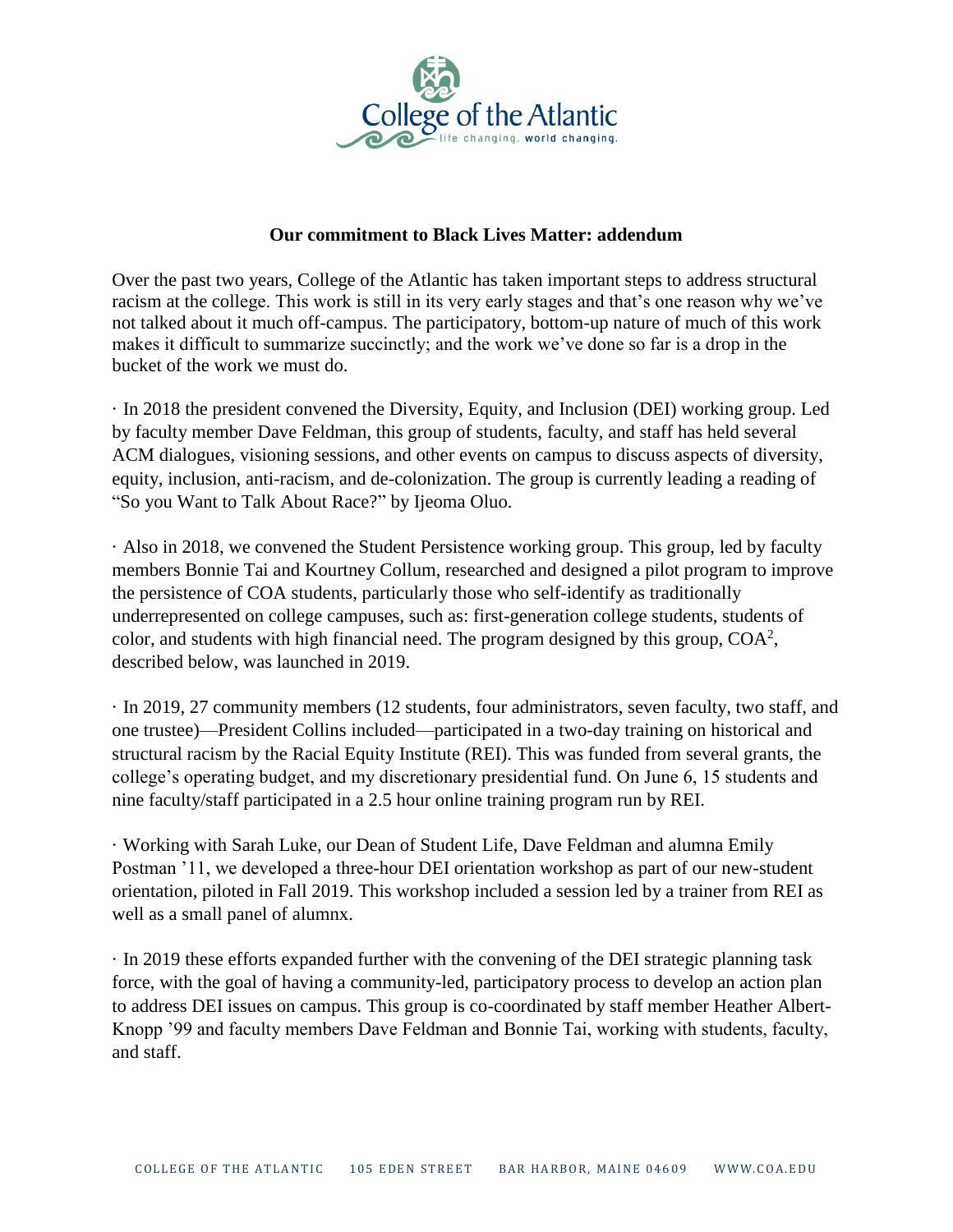## Our commitment to Black Lives Matter: addendum

Over the past two years, College of the Atlantic has taken important steps to address structural racism at the college. This work is still in its very early stages and that's one reason why we've not talked about it much off-campus. The participatory, bottom-up nature of much of this work makes it difficult to summarize succinctly; and the work we've done so far is a drop in the bucket of the work we must do.

· In 2018 the president convened the Diversity, Equity, and Inclusion (DEI) working group. Led by faculty member Dave Feldman, this group of students, faculty, and staff has held several ACM dialogues, visioning sessions, and other events on campus to discuss aspects of diversity, equity, inclusion, anti-racism, and de-colonization. The group is currently leading a reading of "So you Want to Talk About Race?" by Ijeoma Oluo.

· Also in 2018, we convened the Student Persistence working group. This group, led by faculty members Bonnie Tai and Kourtney Collum, researched and designed a pilot program to improve the persistence of COA students, particularly those who self-identify as traditionally underrepresented on college campuses, such as: first-generation college students, students of color, and students with high financial need. The program designed by this group, $COA^2$, described below, was launched in 2019.

· In 2019, 27 community members (12 students, four administrators, seven faculty, two staff, and one trustee)—President Collins included—participated in a two-day training on historical and structural racism by the Racial Equity Institute (REI). This was funded from several grants, the college's operating budget, and my discretionary presidential fund. On June 6, 15 students and nine faculty/staff participated in a 2.5 hour online training program run by REI.

· Working with Sarah Luke, our Dean of Student Life, Dave Feldman and alumna Emily Postman '11, we developed a three-hour DEI orientation workshop as part of our new-student orientation, piloted in Fall 2019. This workshop included a session led by a trainer from REI as well as a small panel of alumnx.

· In 2019 these efforts expanded further with the convening of the DEI strategic planning task force, with the goal of having a community-led, participatory process to develop an action plan to address DEI issues on campus. This group is co-coordinated by staff member Heather Albert-Knopp '99 and faculty members Dave Feldman and Bonnie Tai, working with students, faculty, and staff.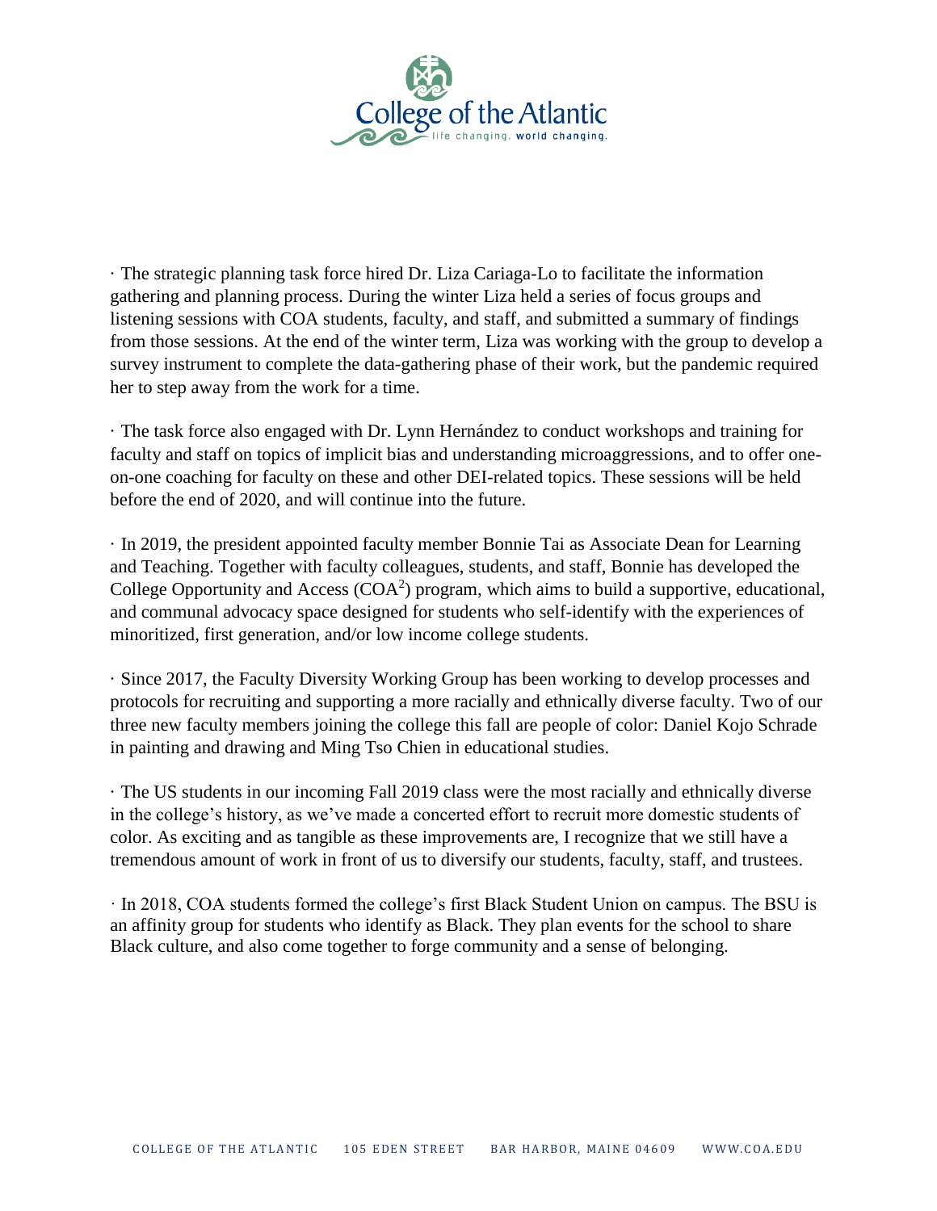· The strategic planning task force hired Dr. Liza Cariaga-Lo to facilitate the information gathering and planning process. During the winter Liza held a series of focus groups and listening sessions with COA students, faculty, and staff, and submitted a summary of findings from those sessions. At the end of the winter term, Liza was working with the group to develop a survey instrument to complete the data-gathering phase of their work, but the pandemic required her to step away from the work for a time.

· The task force also engaged with Dr. Lynn Hernández to conduct workshops and training for faculty and staff on topics of implicit bias and understanding microaggressions, and to offer one-on-one coaching for faculty on these and other DEI-related topics. These sessions will be held before the end of 2020, and will continue into the future.

· In 2019, the president appointed faculty member Bonnie Tai as Associate Dean for Learning and Teaching. Together with faculty colleagues, students, and staff, Bonnie has developed the College Opportunity and Access ($COA^2$) program, which aims to build a supportive, educational, and communal advocacy space designed for students who self-identify with the experiences of minoritized, first generation, and/or low income college students.

· Since 2017, the Faculty Diversity Working Group has been working to develop processes and protocols for recruiting and supporting a more racially and ethnically diverse faculty. Two of our three new faculty members joining the college this fall are people of color: Daniel Kojo Schrade in painting and drawing and Ming Tso Chien in educational studies.

· The US students in our incoming Fall 2019 class were the most racially and ethnically diverse in the college's history, as we've made a concerted effort to recruit more domestic students of color. As exciting and as tangible as these improvements are, I recognize that we still have a tremendous amount of work in front of us to diversify our students, faculty, staff, and trustees.

· In 2018, COA students formed the college's first Black Student Union on campus. The BSU is an affinity group for students who identify as Black. They plan events for the school to share Black culture, and also come together to forge community and a sense of belonging.